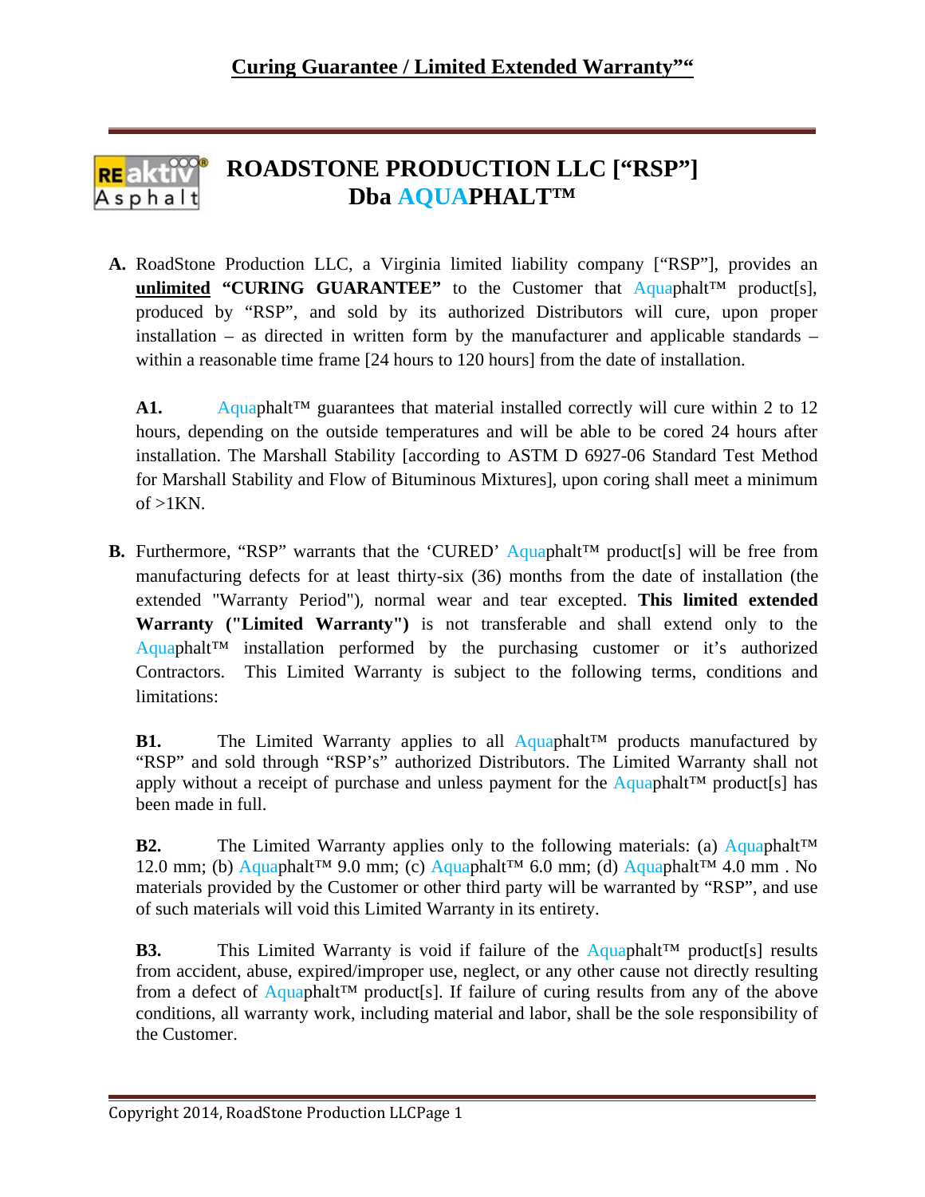# Curing Guarantee / Limited Extended Warranty”“

## ROADSTONE PRODUCTION LLC [“RSP”] Dba AQUAPHALT™

**A.** RoadStone Production LLC, a Virginia limited liability company [“RSP”], provides an **unlimited** **“CURING GUARANTEE”** to the Customer that Aquaphalt™ product[s], produced by “RSP”, and sold by its authorized Distributors will cure, upon proper installation – as directed in written form by the manufacturer and applicable standards – within a reasonable time frame [24 hours to 120 hours] from the date of installation.

**A1.** Aquaphalt™ guarantees that material installed correctly will cure within 2 to 12 hours, depending on the outside temperatures and will be able to be cored 24 hours after installation. The Marshall Stability [according to ASTM D 6927-06 Standard Test Method for Marshall Stability and Flow of Bituminous Mixtures], upon coring shall meet a minimum of >1KN.

**B.** Furthermore, “RSP” warrants that the ‘CURED’ Aquaphalt™ product[s] will be free from manufacturing defects for at least thirty-six (36) months from the date of installation (the extended "Warranty Period"), normal wear and tear excepted. **This limited extended Warranty ("Limited Warranty")** is not transferable and shall extend only to the Aquaphalt™ installation performed by the purchasing customer or it’s authorized Contractors. This Limited Warranty is subject to the following terms, conditions and limitations:

**B1.** The Limited Warranty applies to all Aquaphalt™ products manufactured by “RSP” and sold through “RSP’s” authorized Distributors. The Limited Warranty shall not apply without a receipt of purchase and unless payment for the Aquaphalt™ product[s] has been made in full.

**B2.** The Limited Warranty applies only to the following materials: (a) Aquaphalt™ 12.0 mm; (b) Aquaphalt™ 9.0 mm; (c) Aquaphalt™ 6.0 mm; (d) Aquaphalt™ 4.0 mm . No materials provided by the Customer or other third party will be warranted by “RSP”, and use of such materials will void this Limited Warranty in its entirety.

**B3.** This Limited Warranty is void if failure of the Aquaphalt™ product[s] results from accident, abuse, expired/improper use, neglect, or any other cause not directly resulting from a defect of Aquaphalt™ product[s]. If failure of curing results from any of the above conditions, all warranty work, including material and labor, shall be the sole responsibility of the Customer.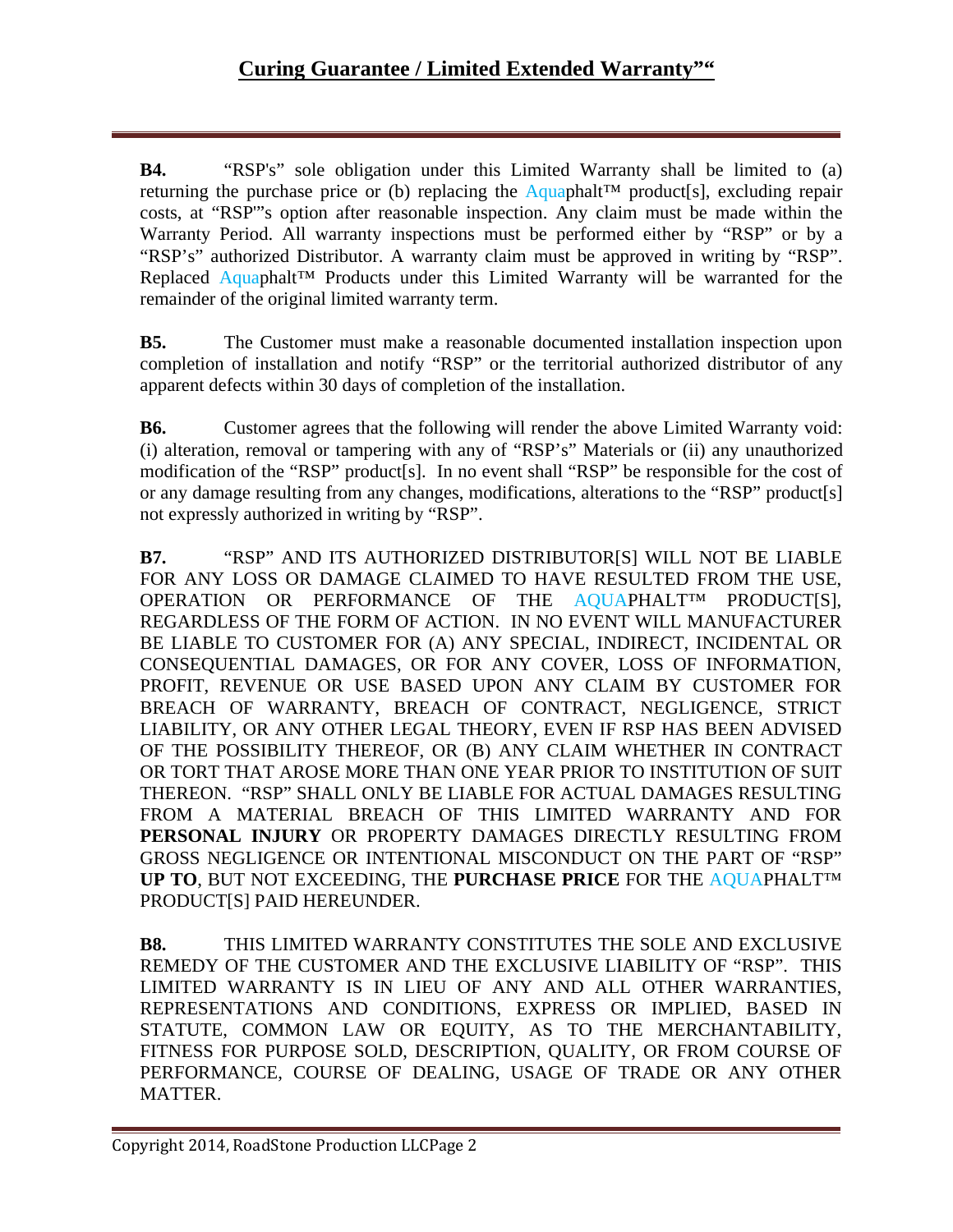# Curing Guarantee / Limited Extended Warranty”“

**B4.** “RSP's” sole obligation under this Limited Warranty shall be limited to (a) returning the purchase price or (b) replacing the Aquaphalt™ product[s], excluding repair costs, at “RSP'”s option after reasonable inspection. Any claim must be made within the Warranty Period. All warranty inspections must be performed either by “RSP” or by a “RSP’s” authorized Distributor. A warranty claim must be approved in writing by “RSP”. Replaced Aquaphalt™ Products under this Limited Warranty will be warranted for the remainder of the original limited warranty term.

**B5.** The Customer must make a reasonable documented installation inspection upon completion of installation and notify “RSP” or the territorial authorized distributor of any apparent defects within 30 days of completion of the installation.

**B6.** Customer agrees that the following will render the above Limited Warranty void: (i) alteration, removal or tampering with any of “RSP’s” Materials or (ii) any unauthorized modification of the “RSP” product[s]. In no event shall “RSP” be responsible for the cost of or any damage resulting from any changes, modifications, alterations to the “RSP” product[s] not expressly authorized in writing by “RSP”.

**B7.** “RSP” AND ITS AUTHORIZED DISTRIBUTOR[S] WILL NOT BE LIABLE FOR ANY LOSS OR DAMAGE CLAIMED TO HAVE RESULTED FROM THE USE, OPERATION OR PERFORMANCE OF THE AQUAPHALT™ PRODUCT[S], REGARDLESS OF THE FORM OF ACTION. IN NO EVENT WILL MANUFACTURER BE LIABLE TO CUSTOMER FOR (A) ANY SPECIAL, INDIRECT, INCIDENTAL OR CONSEQUENTIAL DAMAGES, OR FOR ANY COVER, LOSS OF INFORMATION, PROFIT, REVENUE OR USE BASED UPON ANY CLAIM BY CUSTOMER FOR BREACH OF WARRANTY, BREACH OF CONTRACT, NEGLIGENCE, STRICT LIABILITY, OR ANY OTHER LEGAL THEORY, EVEN IF RSP HAS BEEN ADVISED OF THE POSSIBILITY THEREOF, OR (B) ANY CLAIM WHETHER IN CONTRACT OR TORT THAT AROSE MORE THAN ONE YEAR PRIOR TO INSTITUTION OF SUIT THEREON. “RSP” SHALL ONLY BE LIABLE FOR ACTUAL DAMAGES RESULTING FROM A MATERIAL BREACH OF THIS LIMITED WARRANTY AND FOR **PERSONAL INJURY** OR PROPERTY DAMAGES DIRECTLY RESULTING FROM GROSS NEGLIGENCE OR INTENTIONAL MISCONDUCT ON THE PART OF “RSP” **UP TO**, BUT NOT EXCEEDING, THE **PURCHASE PRICE** FOR THE AQUAPHALT™ PRODUCT[S] PAID HEREUNDER.

**B8.** THIS LIMITED WARRANTY CONSTITUTES THE SOLE AND EXCLUSIVE REMEDY OF THE CUSTOMER AND THE EXCLUSIVE LIABILITY OF “RSP”. THIS LIMITED WARRANTY IS IN LIEU OF ANY AND ALL OTHER WARRANTIES, REPRESENTATIONS AND CONDITIONS, EXPRESS OR IMPLIED, BASED IN STATUTE, COMMON LAW OR EQUITY, AS TO THE MERCHANTABILITY, FITNESS FOR PURPOSE SOLD, DESCRIPTION, QUALITY, OR FROM COURSE OF PERFORMANCE, COURSE OF DEALING, USAGE OF TRADE OR ANY OTHER MATTER.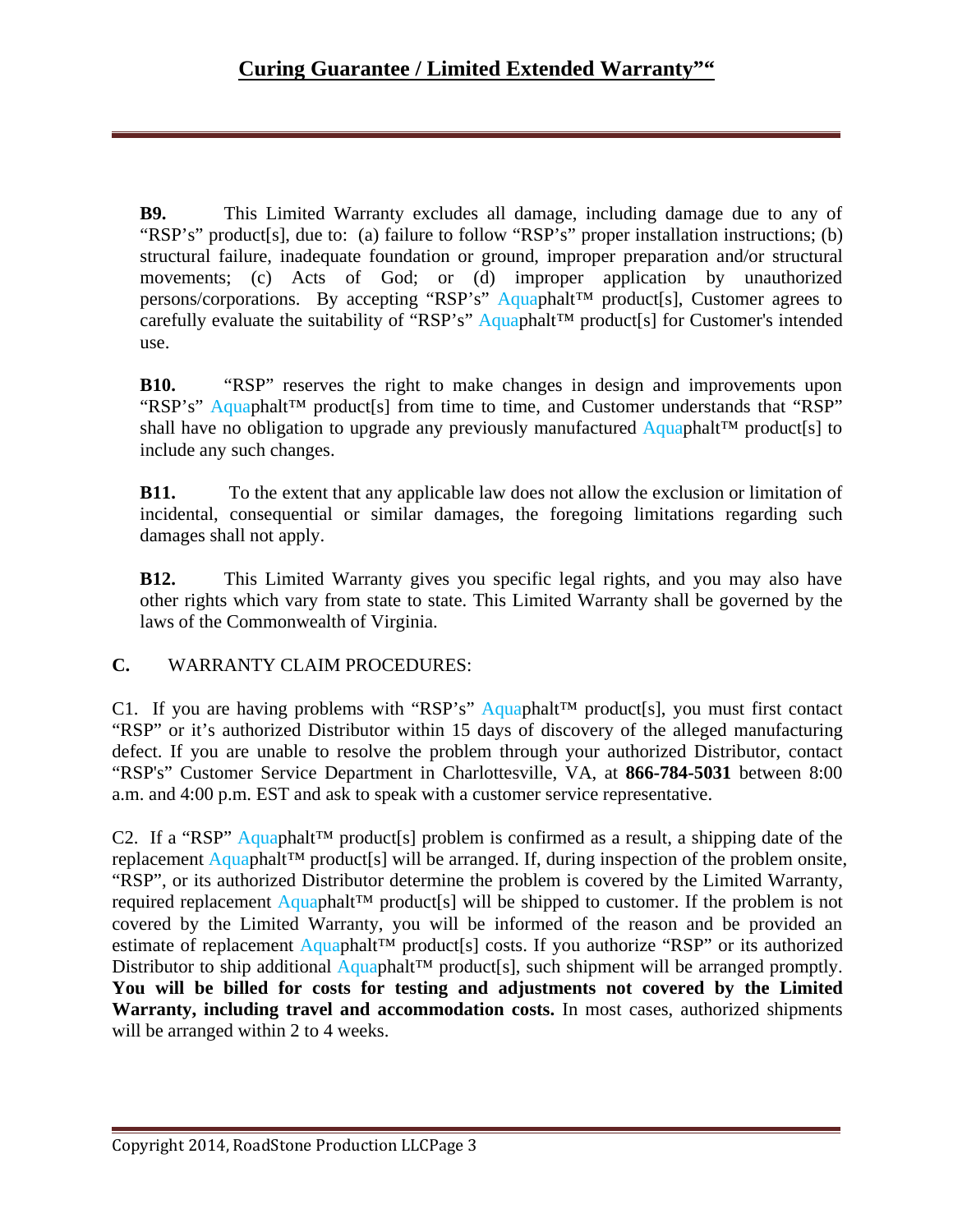**B9.** This Limited Warranty excludes all damage, including damage due to any of "RSP's" product[s], due to: (a) failure to follow "RSP's" proper installation instructions; (b) structural failure, inadequate foundation or ground, improper preparation and/or structural movements; (c) Acts of God; or (d) improper application by unauthorized persons/corporations. By accepting "RSP's" Aquaphalt™ product[s], Customer agrees to carefully evaluate the suitability of "RSP's" Aquaphalt™ product[s] for Customer's intended use.

**B10.** "RSP" reserves the right to make changes in design and improvements upon "RSP's" Aquaphalt™ product[s] from time to time, and Customer understands that "RSP" shall have no obligation to upgrade any previously manufactured Aquaphalt™ product[s] to include any such changes.

**B11.** To the extent that any applicable law does not allow the exclusion or limitation of incidental, consequential or similar damages, the foregoing limitations regarding such damages shall not apply.

**B12.** This Limited Warranty gives you specific legal rights, and you may also have other rights which vary from state to state. This Limited Warranty shall be governed by the laws of the Commonwealth of Virginia.

**C.** WARRANTY CLAIM PROCEDURES:

C1. If you are having problems with "RSP's" Aquaphalt™ product[s], you must first contact "RSP" or it's authorized Distributor within 15 days of discovery of the alleged manufacturing defect. If you are unable to resolve the problem through your authorized Distributor, contact "RSP's" Customer Service Department in Charlottesville, VA, at **866-784-5031** between 8:00 a.m. and 4:00 p.m. EST and ask to speak with a customer service representative.

C2. If a "RSP" Aquaphalt™ product[s] problem is confirmed as a result, a shipping date of the replacement Aquaphalt™ product[s] will be arranged. If, during inspection of the problem onsite, "RSP", or its authorized Distributor determine the problem is covered by the Limited Warranty, required replacement Aquaphalt™ product[s] will be shipped to customer. If the problem is not covered by the Limited Warranty, you will be informed of the reason and be provided an estimate of replacement Aquaphalt™ product[s] costs. If you authorize "RSP" or its authorized Distributor to ship additional Aquaphalt™ product[s], such shipment will be arranged promptly. **You will be billed for costs for testing and adjustments not covered by the Limited Warranty, including travel and accommodation costs.** In most cases, authorized shipments will be arranged within 2 to 4 weeks.